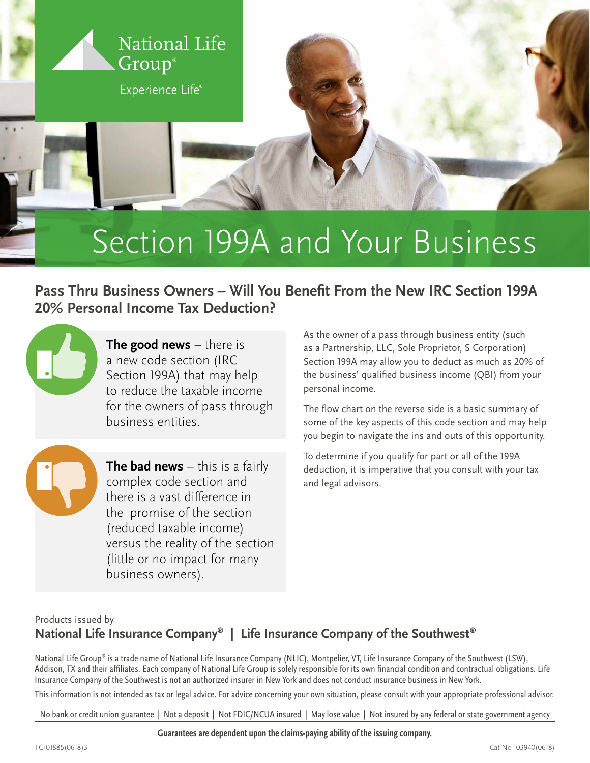National Life Group®

Experience Life®

# Section 199A and Your Business

## Pass Thru Business Owners – Will You Benefit From the New IRC Section 199A 20% Personal Income Tax Deduction?

**The good news** – there is a new code section (IRC Section 199A) that may help to reduce the taxable income for the owners of pass through business entities.

**The bad news** – this is a fairly complex code section and there is a vast difference in the promise of the section (reduced taxable income) versus the reality of the section (little or no impact for many business owners).

As the owner of a pass through business entity (such as a Partnership, LLC, Sole Proprietor, S Corporation) Section 199A may allow you to deduct as much as 20% of the business' qualified business income (QBI) from your personal income.

The flow chart on the reverse side is a basic summary of some of the key aspects of this code section and may help you begin to navigate the ins and outs of this opportunity.

To determine if you qualify for part or all of the 199A deduction, it is imperative that you consult with your tax and legal advisors.

Products issued by

**National Life Insurance Company® | Life Insurance Company of the Southwest®**

National Life Group® is a trade name of National Life Insurance Company (NLIC), Montpelier, VT, Life Insurance Company of the Southwest (LSW), Addison, TX and their affiliates. Each company of National Life Group is solely responsible for its own financial condition and contractual obligations. Life Insurance Company of the Southwest is not an authorized insurer in New York and does not conduct insurance business in New York.

This information is not intended as tax or legal advice. For advice concerning your own situation, please consult with your appropriate professional advisor.

No bank or credit union guarantee | Not a deposit | Not FDIC/NCUA insured | May lose value | Not insured by any federal or state government agency

**Guarantees are dependent upon the claims-paying ability of the issuing company.**

TC101885(0618)3

Cat No 103940(0618)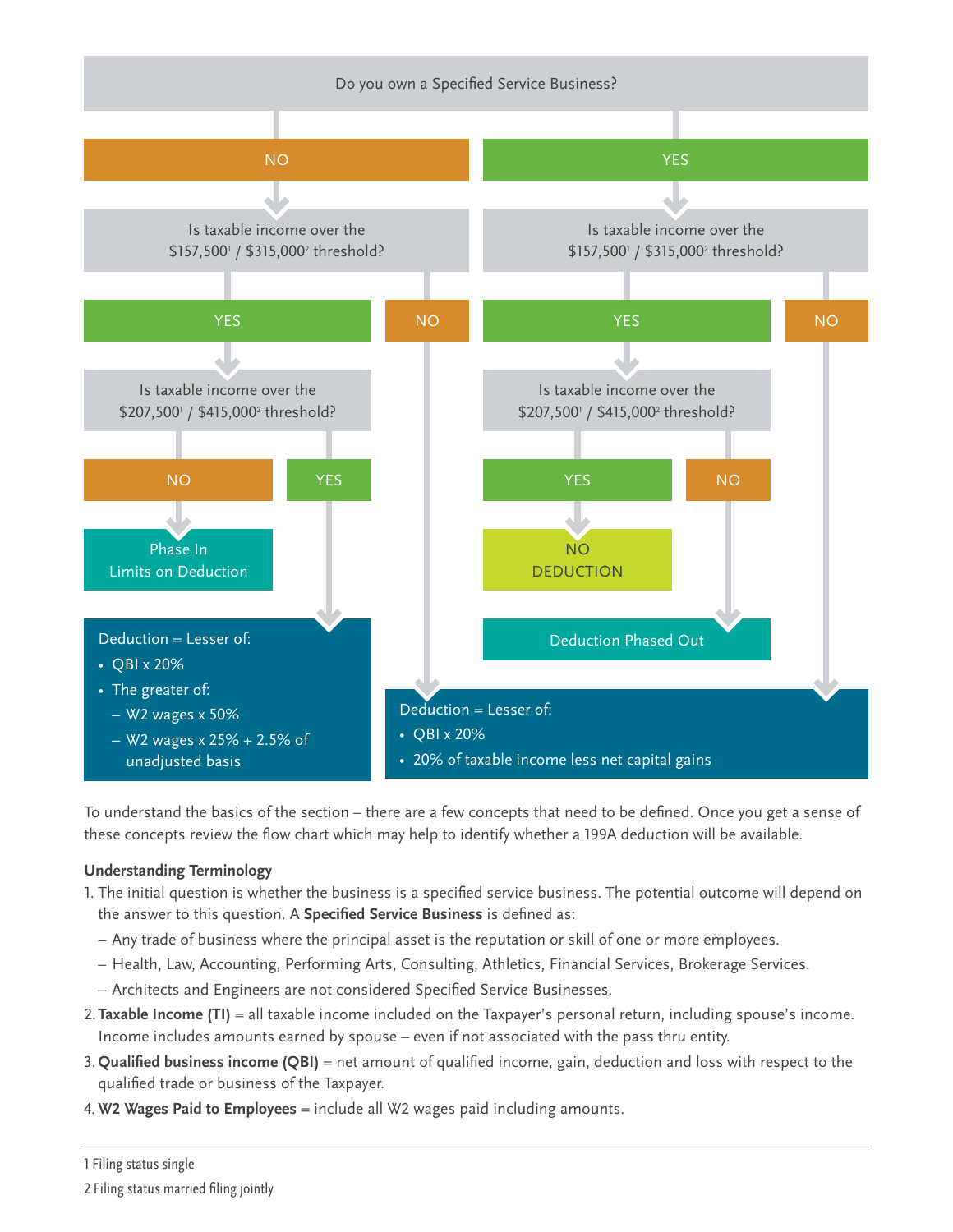Do you own a Specified Service Business?

NO

Is taxable income over the $157,500[1] / $315,000[2] threshold?

YES

Is taxable income over the $207,500[1] / $415,000[2] threshold?

NO

Phase In Limits on Deduction

YES

Deduction = Lesser of:

- QBI x 20%
- The greater of:
  - W2 wages x 50%
  - W2 wages x 25% + 2.5% of unadjusted basis

NO

YES

Is taxable income over the $157,500[1] / $315,000[2] threshold?

YES

Is taxable income over the $207,500[1] / $415,000[2] threshold?

YES

NO DEDUCTION

NO

Deduction Phased Out

NO

Deduction = Lesser of:

- QBI x 20%
- 20% of taxable income less net capital gains

To understand the basics of the section – there are a few concepts that need to be defined. Once you get a sense of these concepts review the flow chart which may help to identify whether a 199A deduction will be available.

**Understanding Terminology**

1. The initial question is whether the business is a specified service business. The potential outcome will depend on the answer to this question. A **Specified Service Business** is defined as:
   - Any trade of business where the principal asset is the reputation or skill of one or more employees.
   - Health, Law, Accounting, Performing Arts, Consulting, Athletics, Financial Services, Brokerage Services.
   - Architects and Engineers are not considered Specified Service Businesses.
2. **Taxable Income (TI)** = all taxable income included on the Taxpayer's personal return, including spouse's income. Income includes amounts earned by spouse – even if not associated with the pass thru entity.
3. **Qualified business income (QBI)** = net amount of qualified income, gain, deduction and loss with respect to the qualified trade or business of the Taxpayer.
4. **W2 Wages Paid to Employees** = include all W2 wages paid including amounts.

---

1 Filing status single

2 Filing status married filing jointly